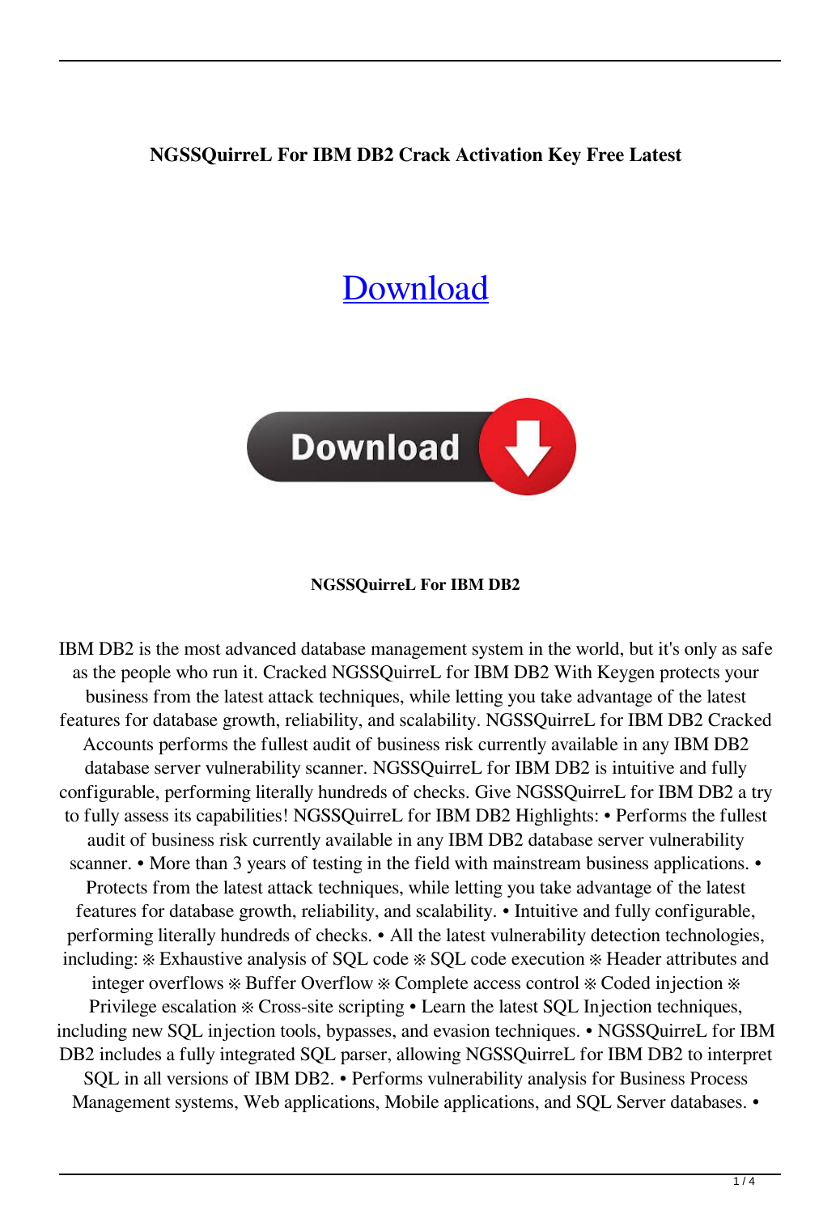**NGSSQuirreL For IBM DB2 Crack Activation Key Free Latest**

[Download](#)

**NGSSQuirreL For IBM DB2**

IBM DB2 is the most advanced database management system in the world, but it's only as safe as the people who run it. Cracked NGSSQuirreL for IBM DB2 With Keygen protects your business from the latest attack techniques, while letting you take advantage of the latest features for database growth, reliability, and scalability. NGSSQuirreL for IBM DB2 Cracked Accounts performs the fullest audit of business risk currently available in any IBM DB2 database server vulnerability scanner. NGSSQuirreL for IBM DB2 is intuitive and fully configurable, performing literally hundreds of checks. Give NGSSQuirreL for IBM DB2 a try to fully assess its capabilities! NGSSQuirreL for IBM DB2 Highlights: • Performs the fullest audit of business risk currently available in any IBM DB2 database server vulnerability scanner. • More than 3 years of testing in the field with mainstream business applications. • Protects from the latest attack techniques, while letting you take advantage of the latest features for database growth, reliability, and scalability. • Intuitive and fully configurable, performing literally hundreds of checks. • All the latest vulnerability detection technologies, including: ※ Exhaustive analysis of SQL code ※ SQL code execution ※ Header attributes and integer overflows ※ Buffer Overflow ※ Complete access control ※ Coded injection ※ Privilege escalation ※ Cross-site scripting • Learn the latest SQL Injection techniques, including new SQL injection tools, bypasses, and evasion techniques. • NGSSQuirreL for IBM DB2 includes a fully integrated SQL parser, allowing NGSSQuirreL for IBM DB2 to interpret SQL in all versions of IBM DB2. • Performs vulnerability analysis for Business Process Management systems, Web applications, Mobile applications, and SQL Server databases. •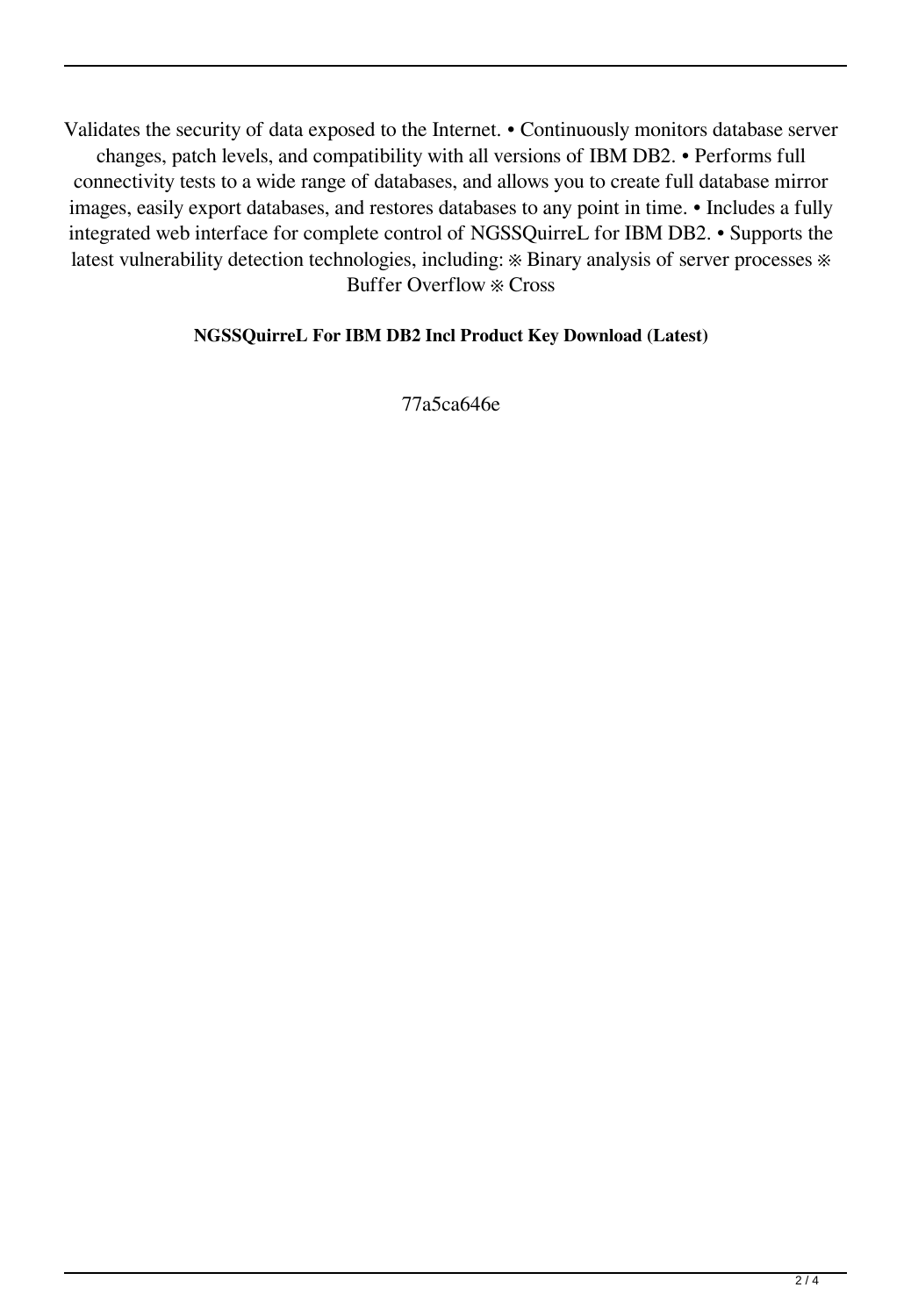Validates the security of data exposed to the Internet. • Continuously monitors database server changes, patch levels, and compatibility with all versions of IBM DB2. • Performs full connectivity tests to a wide range of databases, and allows you to create full database mirror images, easily export databases, and restores databases to any point in time. • Includes a fully integrated web interface for complete control of NGSSQuirreL for IBM DB2. • Supports the latest vulnerability detection technologies, including: ※ Binary analysis of server processes ※ Buffer Overflow ※ Cross

**NGSSQuirreL For IBM DB2 Incl Product Key Download (Latest)**

77a5ca646e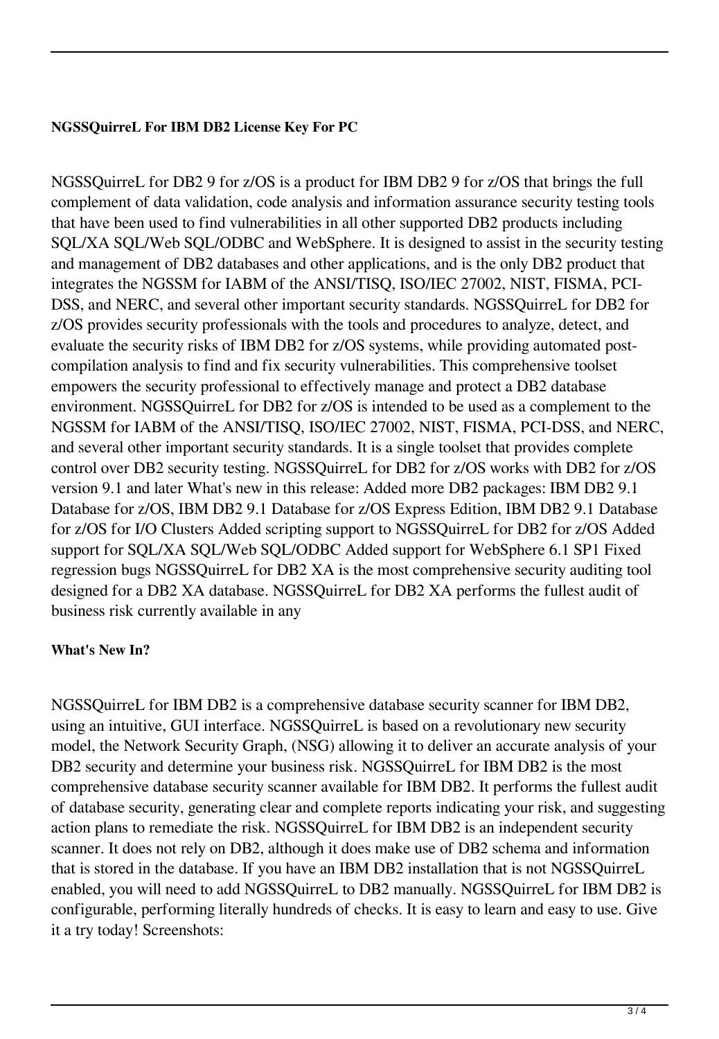**NGSSQuirreL For IBM DB2 License Key For PC**

NGSSQuirreL for DB2 9 for z/OS is a product for IBM DB2 9 for z/OS that brings the full complement of data validation, code analysis and information assurance security testing tools that have been used to find vulnerabilities in all other supported DB2 products including SQL/XA SQL/Web SQL/ODBC and WebSphere. It is designed to assist in the security testing and management of DB2 databases and other applications, and is the only DB2 product that integrates the NGSSM for IABM of the ANSI/TISQ, ISO/IEC 27002, NIST, FISMA, PCI-DSS, and NERC, and several other important security standards. NGSSQuirreL for DB2 for z/OS provides security professionals with the tools and procedures to analyze, detect, and evaluate the security risks of IBM DB2 for z/OS systems, while providing automated post-compilation analysis to find and fix security vulnerabilities. This comprehensive toolset empowers the security professional to effectively manage and protect a DB2 database environment. NGSSQuirreL for DB2 for z/OS is intended to be used as a complement to the NGSSM for IABM of the ANSI/TISQ, ISO/IEC 27002, NIST, FISMA, PCI-DSS, and NERC, and several other important security standards. It is a single toolset that provides complete control over DB2 security testing. NGSSQuirreL for DB2 for z/OS works with DB2 for z/OS version 9.1 and later What's new in this release: Added more DB2 packages: IBM DB2 9.1 Database for z/OS, IBM DB2 9.1 Database for z/OS Express Edition, IBM DB2 9.1 Database for z/OS for I/O Clusters Added scripting support to NGSSQuirreL for DB2 for z/OS Added support for SQL/XA SQL/Web SQL/ODBC Added support for WebSphere 6.1 SP1 Fixed regression bugs NGSSQuirreL for DB2 XA is the most comprehensive security auditing tool designed for a DB2 XA database. NGSSQuirreL for DB2 XA performs the fullest audit of business risk currently available in any

**What's New In?**

NGSSQuirreL for IBM DB2 is a comprehensive database security scanner for IBM DB2, using an intuitive, GUI interface. NGSSQuirreL is based on a revolutionary new security model, the Network Security Graph, (NSG) allowing it to deliver an accurate analysis of your DB2 security and determine your business risk. NGSSQuirreL for IBM DB2 is the most comprehensive database security scanner available for IBM DB2. It performs the fullest audit of database security, generating clear and complete reports indicating your risk, and suggesting action plans to remediate the risk. NGSSQuirreL for IBM DB2 is an independent security scanner. It does not rely on DB2, although it does make use of DB2 schema and information that is stored in the database. If you have an IBM DB2 installation that is not NGSSQuirreL enabled, you will need to add NGSSQuirreL to DB2 manually. NGSSQuirreL for IBM DB2 is configurable, performing literally hundreds of checks. It is easy to learn and easy to use. Give it a try today! Screenshots: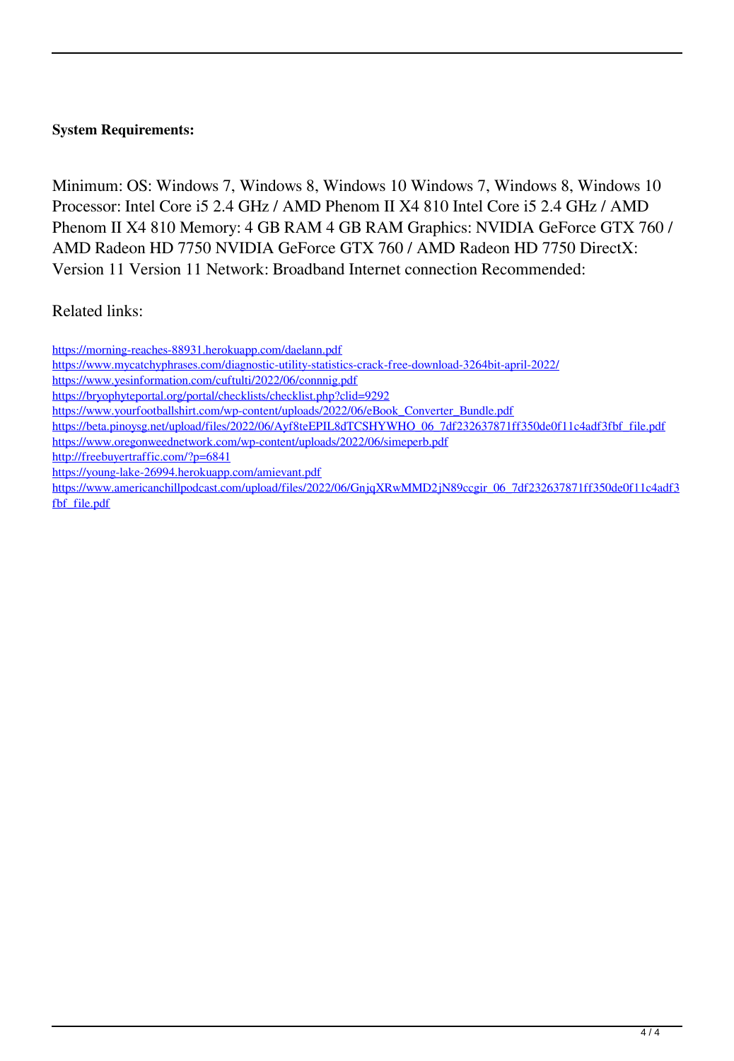**System Requirements:**

Minimum: OS: Windows 7, Windows 8, Windows 10 Windows 7, Windows 8, Windows 10 Processor: Intel Core i5 2.4 GHz / AMD Phenom II X4 810 Intel Core i5 2.4 GHz / AMD Phenom II X4 810 Memory: 4 GB RAM 4 GB RAM Graphics: NVIDIA GeForce GTX 760 / AMD Radeon HD 7750 NVIDIA GeForce GTX 760 / AMD Radeon HD 7750 DirectX: Version 11 Version 11 Network: Broadband Internet connection Recommended:

Related links:

https://morning-reaches-88931.herokuapp.com/daelann.pdf
https://www.mycatchyphrases.com/diagnostic-utility-statistics-crack-free-download-3264bit-april-2022/
https://www.yesinformation.com/cuftulti/2022/06/connnig.pdf
https://bryophyteportal.org/portal/checklists/checklist.php?clid=9292
https://www.yourfootballshirt.com/wp-content/uploads/2022/06/eBook_Converter_Bundle.pdf
https://beta.pinoysg.net/upload/files/2022/06/Ayf8teEPIL8dTCSHYWHO_06_7df232637871ff350de0f11c4adf3fbf_file.pdf
https://www.oregonweednetwork.com/wp-content/uploads/2022/06/simeperb.pdf
http://freebuyertraffic.com/?p=6841
https://young-lake-26994.herokuapp.com/amievant.pdf
https://www.americanchillpodcast.com/upload/files/2022/06/GnjqXRwMMD2jN89ccgir_06_7df232637871ff350de0f11c4adf3fbf_file.pdf